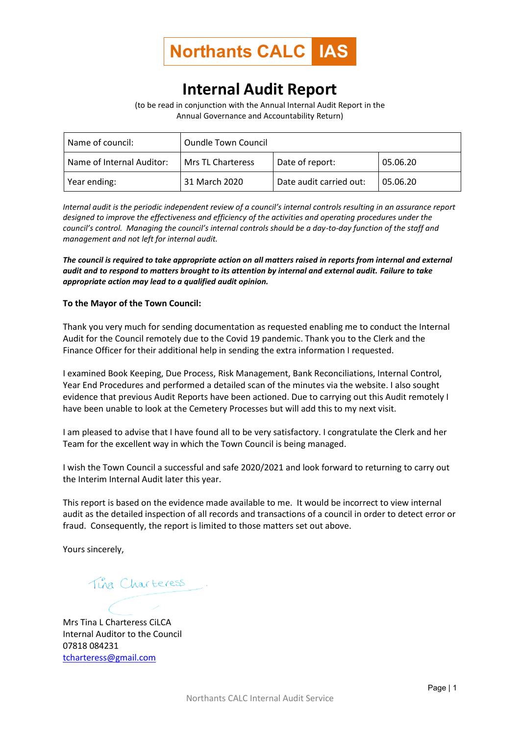**Northants CALC IAS**

# Internal Audit Report

(to be read in conjunction with the Annual Internal Audit Report in the Annual Governance and Accountability Return)

| Name of council: | Oundle Town Council | | |
|---|---|---|---|
| Name of Internal Auditor: | Mrs TL Charteress | Date of report: | 05.06.20 |
| Year ending: | 31 March 2020 | Date audit carried out: | 05.06.20 |

*Internal audit is the periodic independent review of a council's internal controls resulting in an assurance report designed to improve the effectiveness and efficiency of the activities and operating procedures under the council's control. Managing the council's internal controls should be a day-to-day function of the staff and management and not left for internal audit.*

***The council is required to take appropriate action on all matters raised in reports from internal and external audit and to respond to matters brought to its attention by internal and external audit. Failure to take appropriate action may lead to a qualified audit opinion.***

**To the Mayor of the Town Council:**

Thank you very much for sending documentation as requested enabling me to conduct the Internal Audit for the Council remotely due to the Covid 19 pandemic. Thank you to the Clerk and the Finance Officer for their additional help in sending the extra information I requested.

I examined Book Keeping, Due Process, Risk Management, Bank Reconciliations, Internal Control, Year End Procedures and performed a detailed scan of the minutes via the website. I also sought evidence that previous Audit Reports have been actioned. Due to carrying out this Audit remotely I have been unable to look at the Cemetery Processes but will add this to my next visit.

I am pleased to advise that I have found all to be very satisfactory. I congratulate the Clerk and her Team for the excellent way in which the Town Council is being managed.

I wish the Town Council a successful and safe 2020/2021 and look forward to returning to carry out the Interim Internal Audit later this year.

This report is based on the evidence made available to me. It would be incorrect to view internal audit as the detailed inspection of all records and transactions of a council in order to detect error or fraud. Consequently, the report is limited to those matters set out above.

Yours sincerely,

Tina Charteress

Mrs Tina L Charteress CiLCA
Internal Auditor to the Council
07818 084231
tcharteress@gmail.com

Northants CALC Internal Audit Service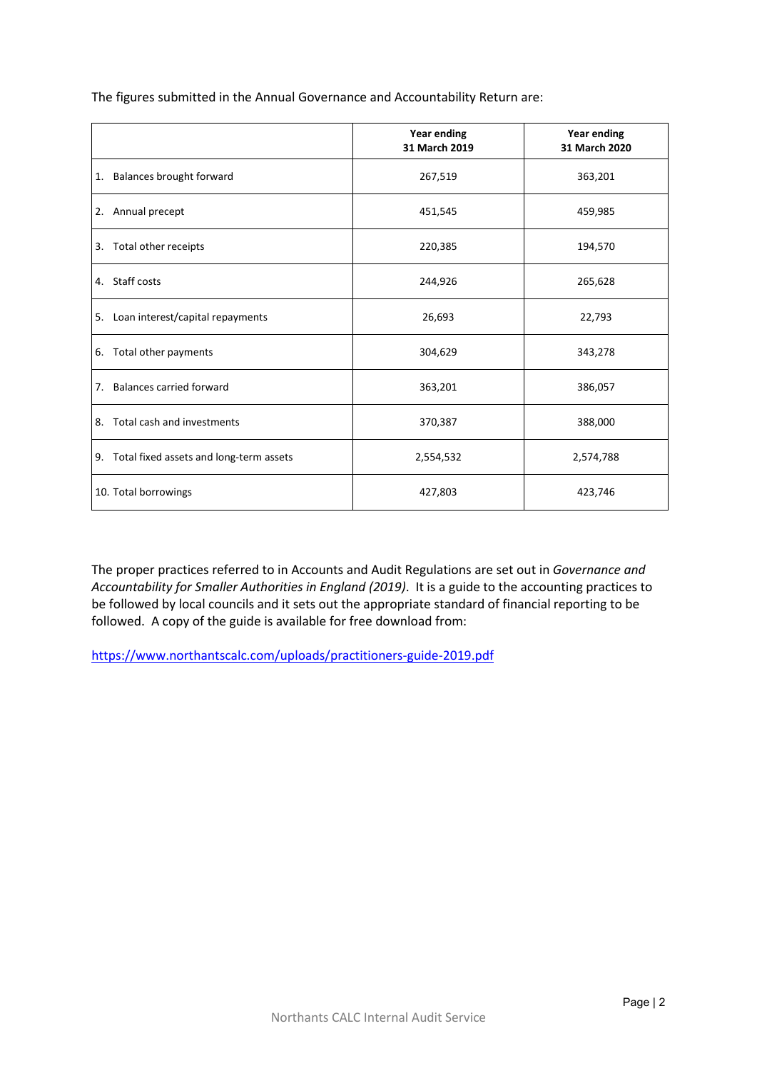The figures submitted in the Annual Governance and Accountability Return are:

| | Year ending 31 March 2019 | Year ending 31 March 2020 |
|---|---|---|
| 1. Balances brought forward | 267,519 | 363,201 |
| 2. Annual precept | 451,545 | 459,985 |
| 3. Total other receipts | 220,385 | 194,570 |
| 4. Staff costs | 244,926 | 265,628 |
| 5. Loan interest/capital repayments | 26,693 | 22,793 |
| 6. Total other payments | 304,629 | 343,278 |
| 7. Balances carried forward | 363,201 | 386,057 |
| 8. Total cash and investments | 370,387 | 388,000 |
| 9. Total fixed assets and long-term assets | 2,554,532 | 2,574,788 |
| 10. Total borrowings | 427,803 | 423,746 |

The proper practices referred to in Accounts and Audit Regulations are set out in *Governance and Accountability for Smaller Authorities in England (2019)*. It is a guide to the accounting practices to be followed by local councils and it sets out the appropriate standard of financial reporting to be followed. A copy of the guide is available for free download from:

https://www.northantscalc.com/uploads/practitioners-guide-2019.pdf